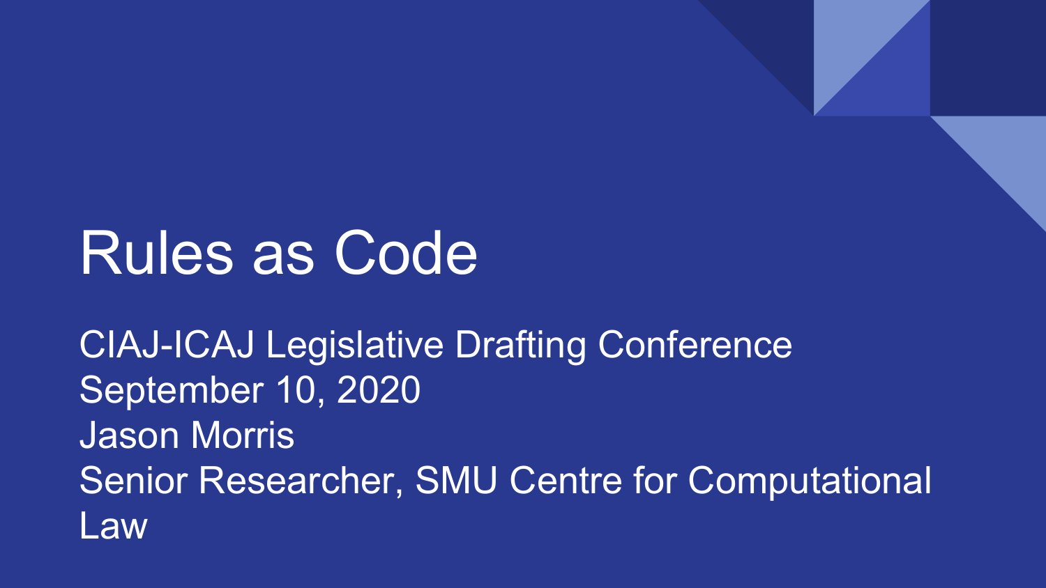# Rules as Code

CIAJ-ICAJ Legislative Drafting Conference
September 10, 2020
Jason Morris
Senior Researcher, SMU Centre for Computational Law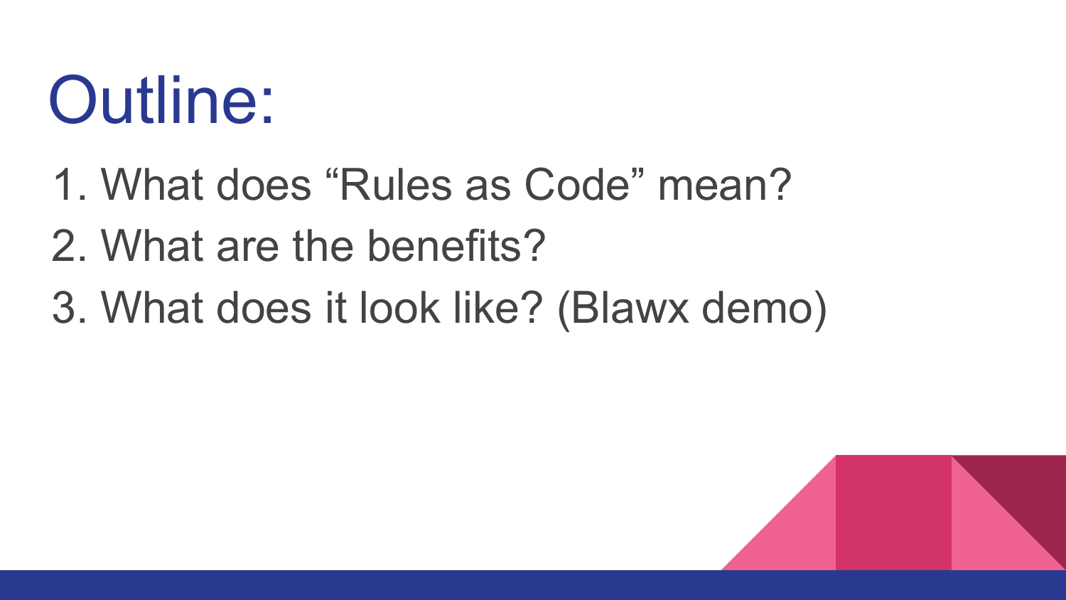# Outline:

1. What does "Rules as Code" mean?
2. What are the benefits?
3. What does it look like? (Blawx demo)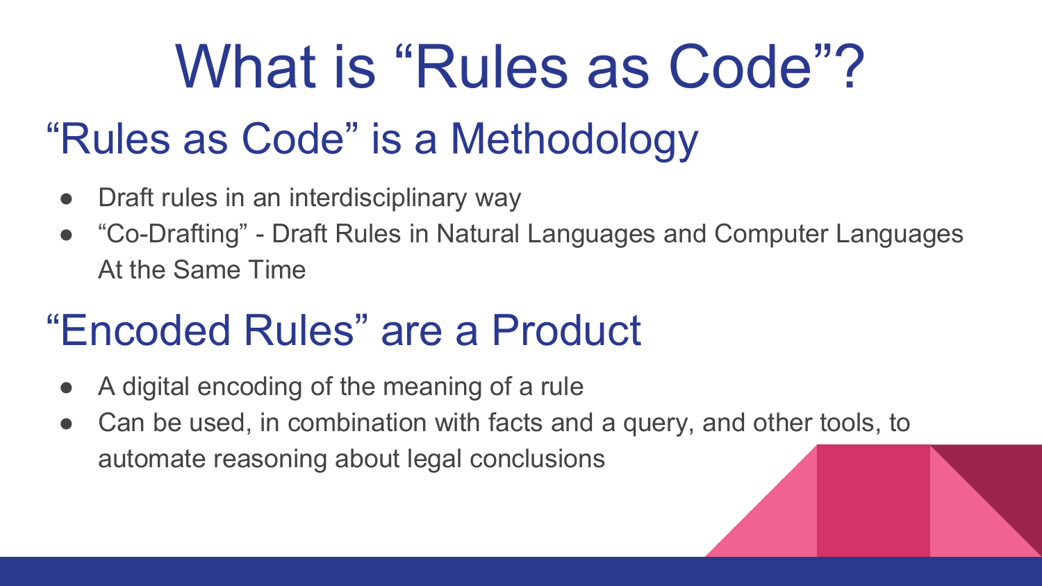# What is “Rules as Code”?

## “Rules as Code” is a Methodology

- Draft rules in an interdisciplinary way
- “Co-Drafting” - Draft Rules in Natural Languages and Computer Languages At the Same Time

## “Encoded Rules” are a Product

- A digital encoding of the meaning of a rule
- Can be used, in combination with facts and a query, and other tools, to automate reasoning about legal conclusions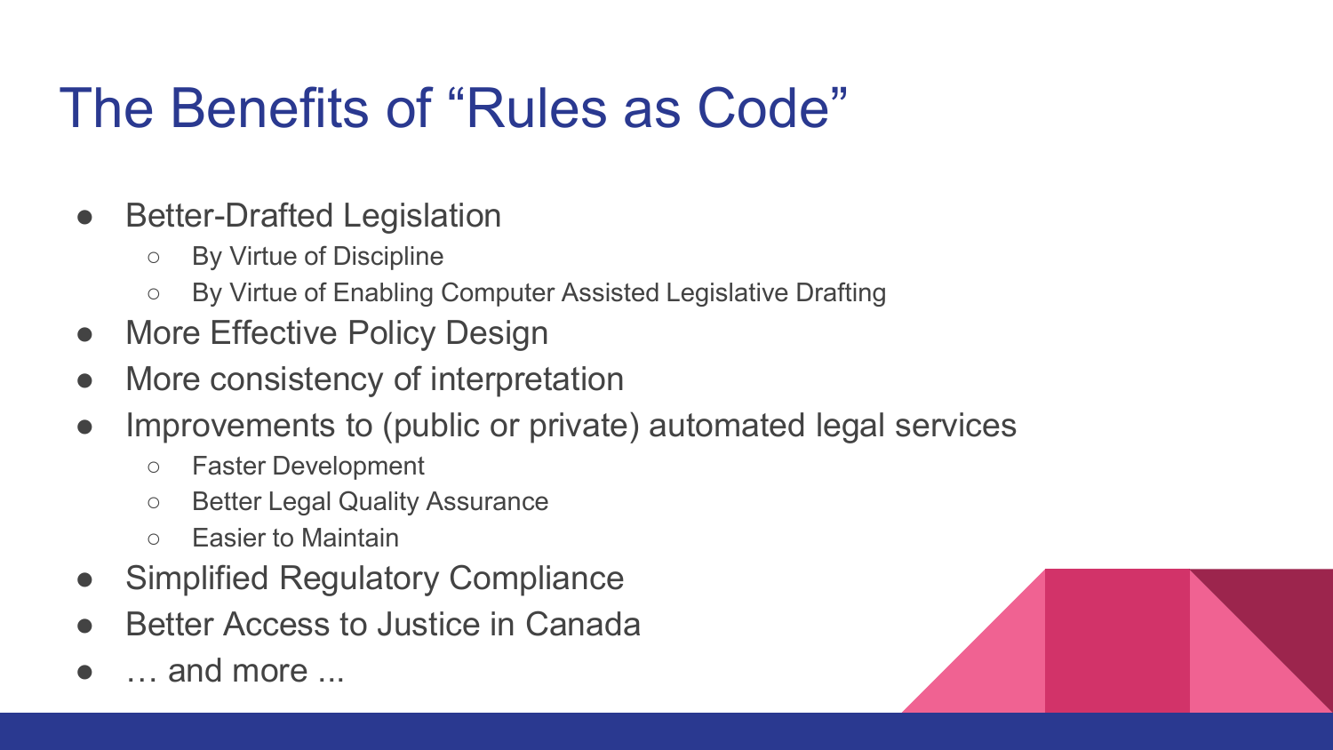# The Benefits of “Rules as Code”

- Better-Drafted Legislation
  - By Virtue of Discipline
  - By Virtue of Enabling Computer Assisted Legislative Drafting
- More Effective Policy Design
- More consistency of interpretation
- Improvements to (public or private) automated legal services
  - Faster Development
  - Better Legal Quality Assurance
  - Easier to Maintain
- Simplified Regulatory Compliance
- Better Access to Justice in Canada
- … and more ...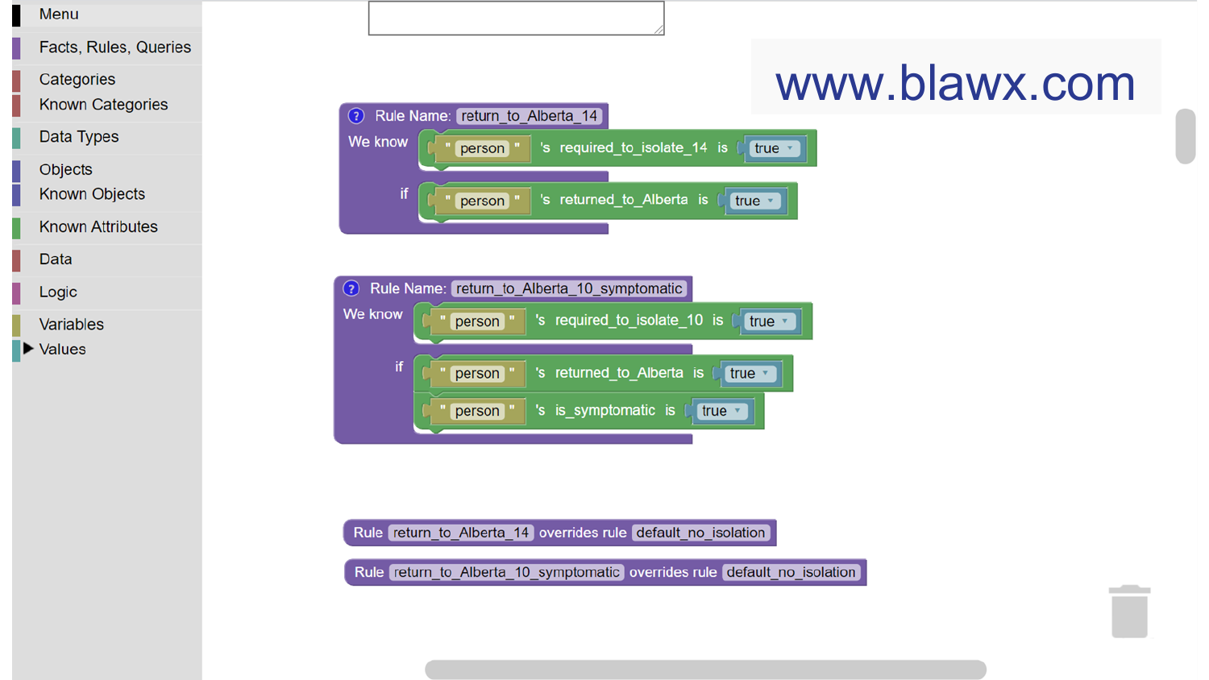- Menu
- Facts, Rules, Queries
- Categories
- Known Categories
- Data Types
- Objects
- Known Objects
- Known Attributes
- Data
- Logic
- Variables
- ▶ Values

www.blawx.com

```
Rule Name: return_to_Alberta_14
We know
    " person " 's required_to_isolate_14 is true
if
    " person " 's returned_to_Alberta is true
```

```
Rule Name: return_to_Alberta_10_symptomatic
We know
    " person " 's required_to_isolate_10 is true
if
    " person " 's returned_to_Alberta is true
    " person " 's is_symptomatic is true
```

```
Rule return_to_Alberta_14 overrides rule default_no_isolation
```

```
Rule return_to_Alberta_10_symptomatic overrides rule default_no_isolation
```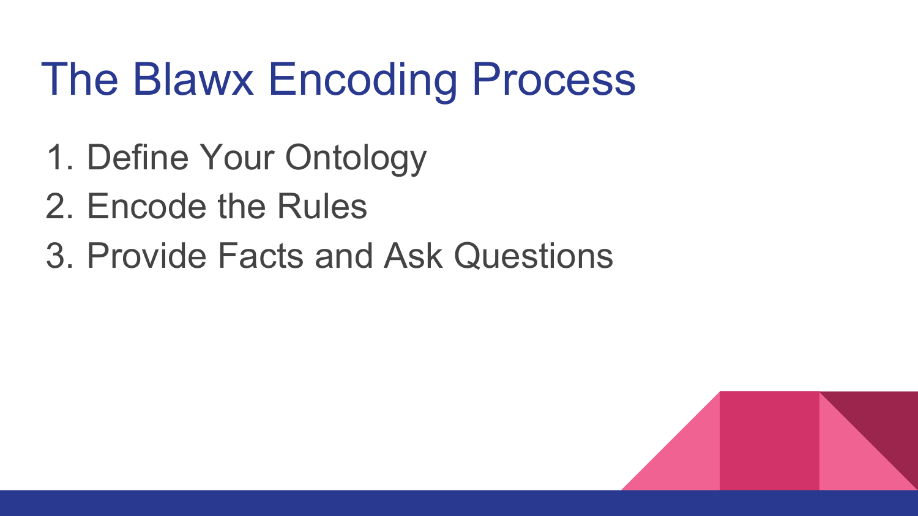# The Blawx Encoding Process

1. Define Your Ontology
2. Encode the Rules
3. Provide Facts and Ask Questions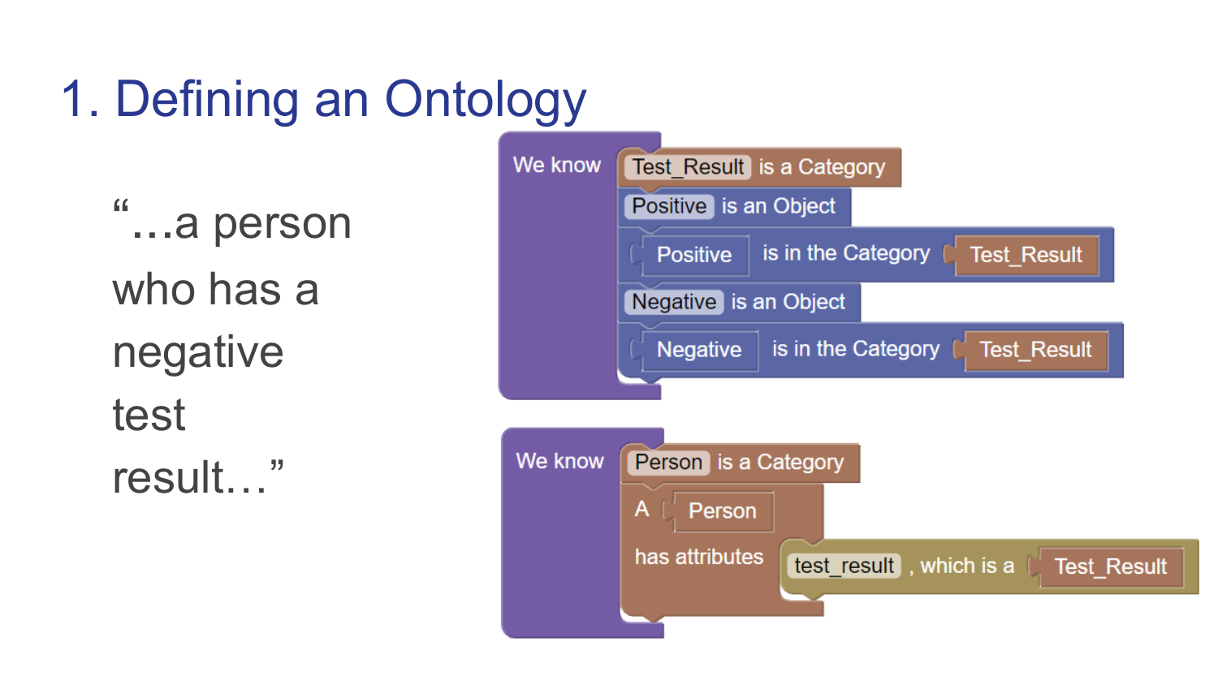# 1. Defining an Ontology

"…a person who has a negative test result…"

We know
- Test_Result is a Category
- Positive is an Object
- Positive is in the Category Test_Result
- Negative is an Object
- Negative is in the Category Test_Result

We know
- Person is a Category
- A Person has attributes
  - test_result , which is a Test_Result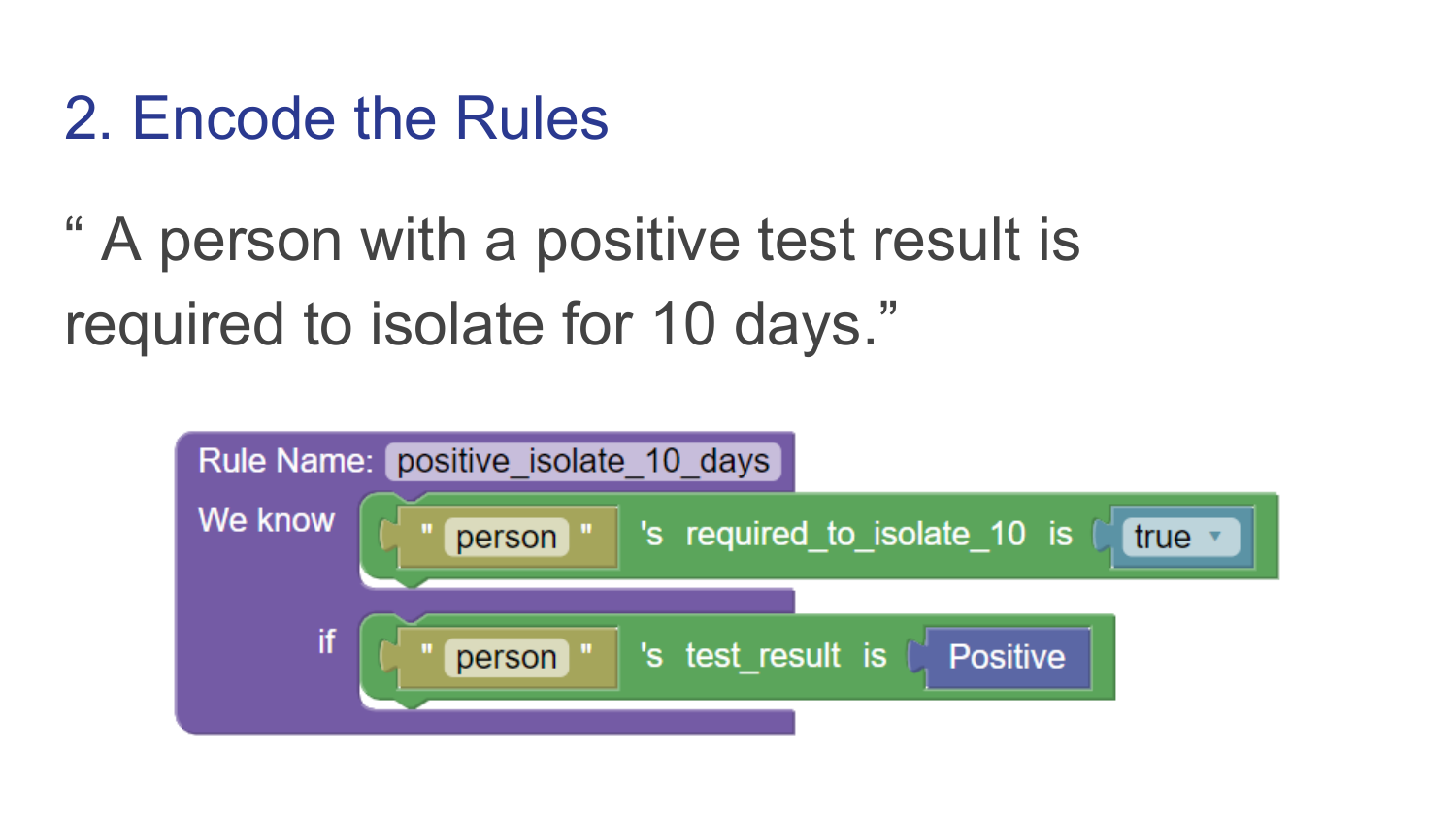## 2. Encode the Rules

“ A person with a positive test result is required to isolate for 10 days.”

Rule Name: positive_isolate_10_days

We know " person " 's required_to_isolate_10 is true

if " person " 's test_result is Positive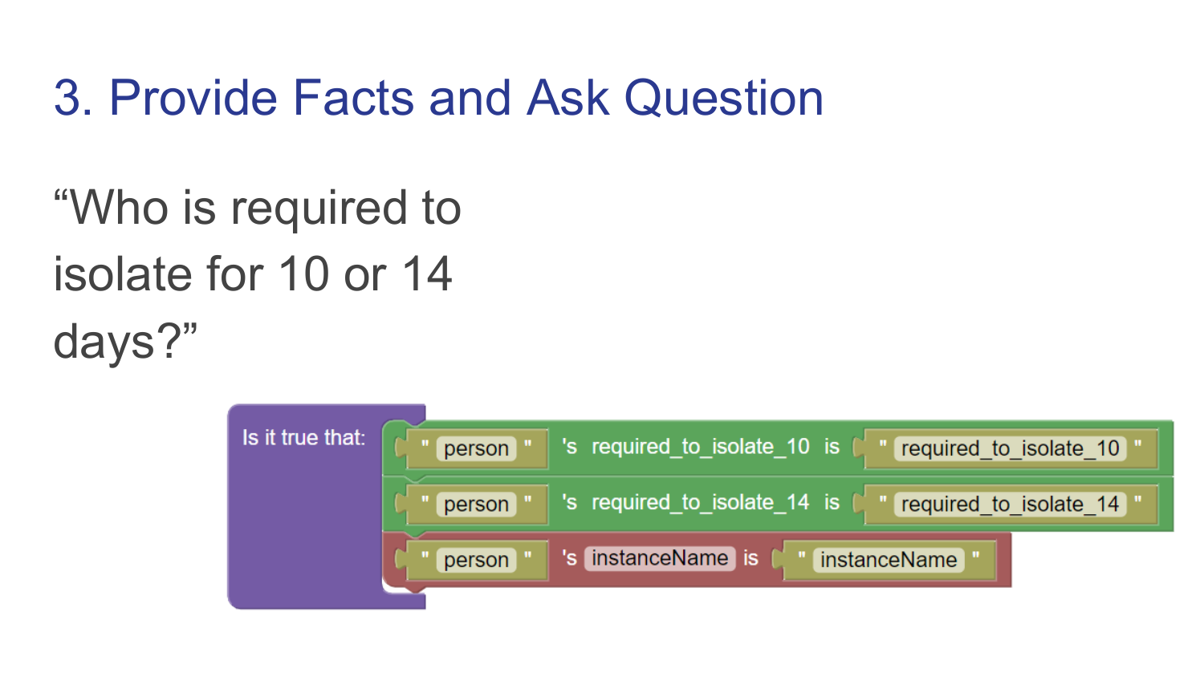# 3. Provide Facts and Ask Question

"Who is required to isolate for 10 or 14 days?"

```
Is it true that:
  " person " 's required_to_isolate_10 is " required_to_isolate_10 "
  " person " 's required_to_isolate_14 is " required_to_isolate_14 "
  " person " 's instanceName is " instanceName "
```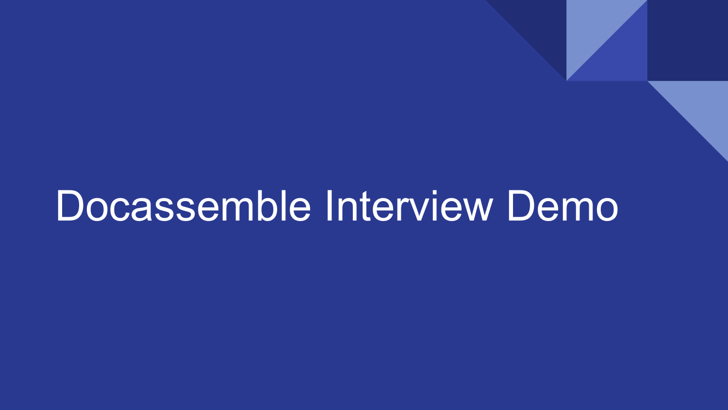# Docassemble Interview Demo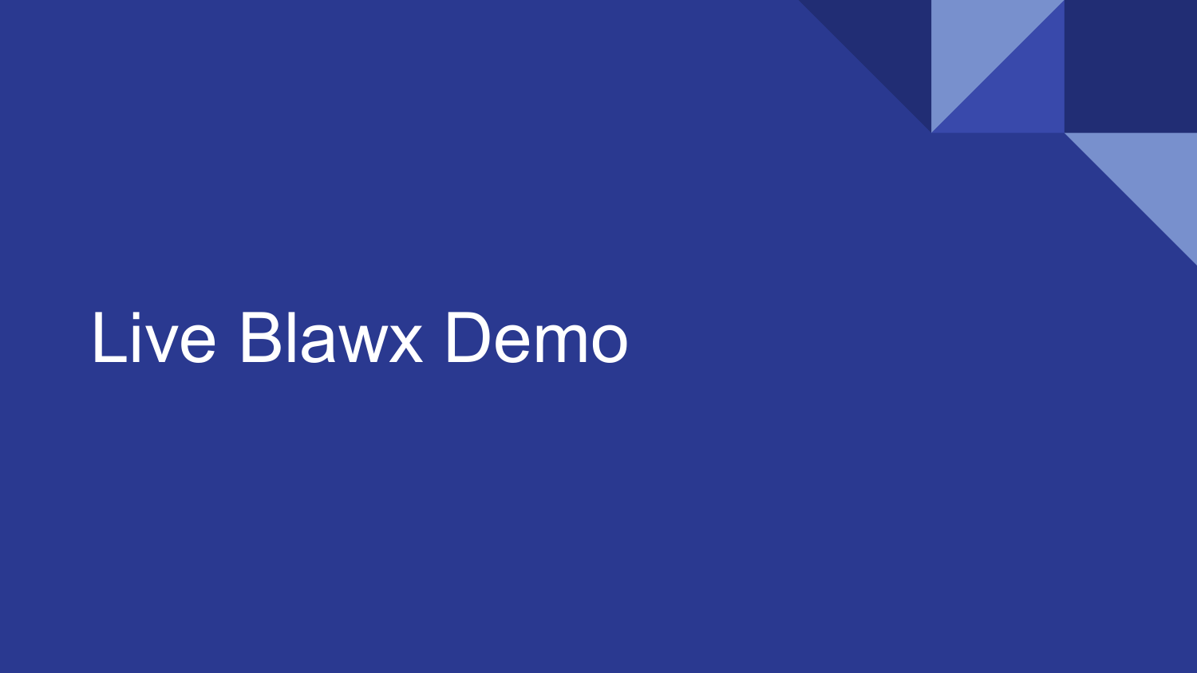# Live Blawx Demo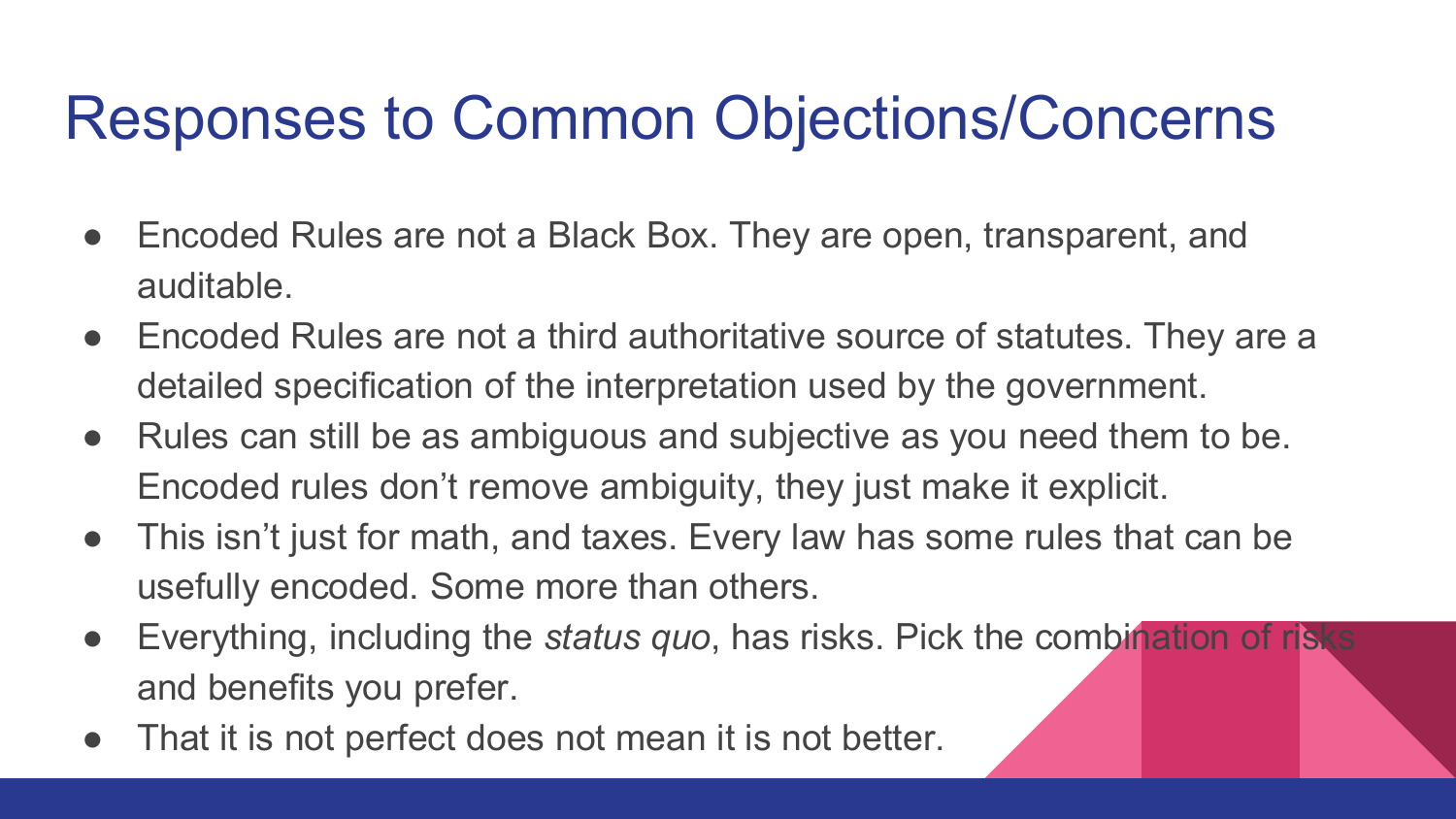# Responses to Common Objections/Concerns

- Encoded Rules are not a Black Box. They are open, transparent, and auditable.
- Encoded Rules are not a third authoritative source of statutes. They are a detailed specification of the interpretation used by the government.
- Rules can still be as ambiguous and subjective as you need them to be. Encoded rules don't remove ambiguity, they just make it explicit.
- This isn't just for math, and taxes. Every law has some rules that can be usefully encoded. Some more than others.
- Everything, including the *status quo*, has risks. Pick the combination of risks and benefits you prefer.
- That it is not perfect does not mean it is not better.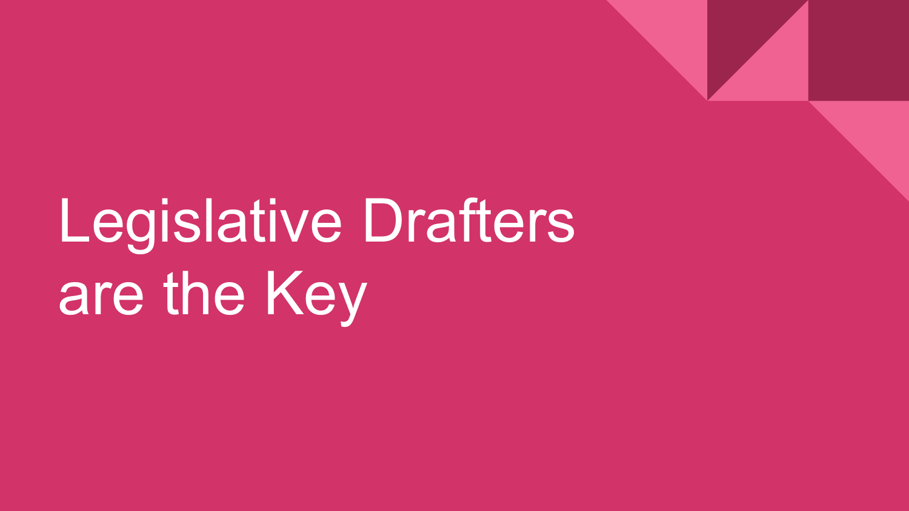# Legislative Drafters are the Key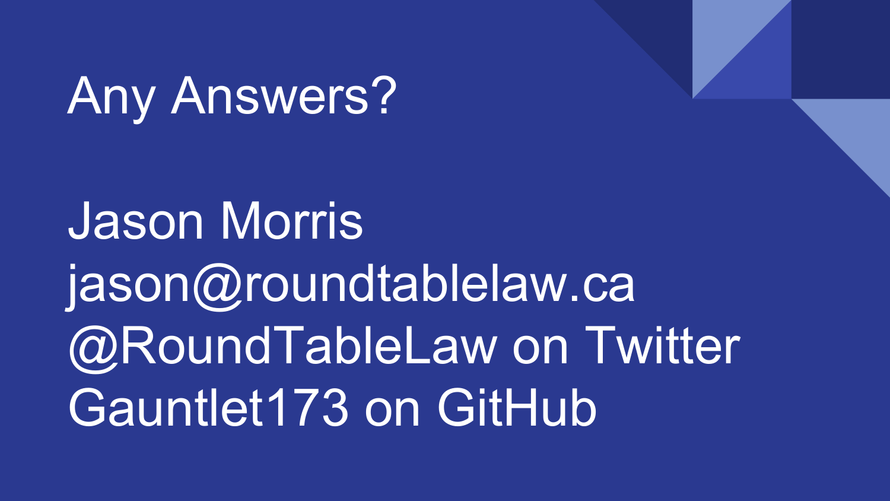# Any Answers?

Jason Morris
jason@roundtablelaw.ca
@RoundTableLaw on Twitter
Gauntlet173 on GitHub